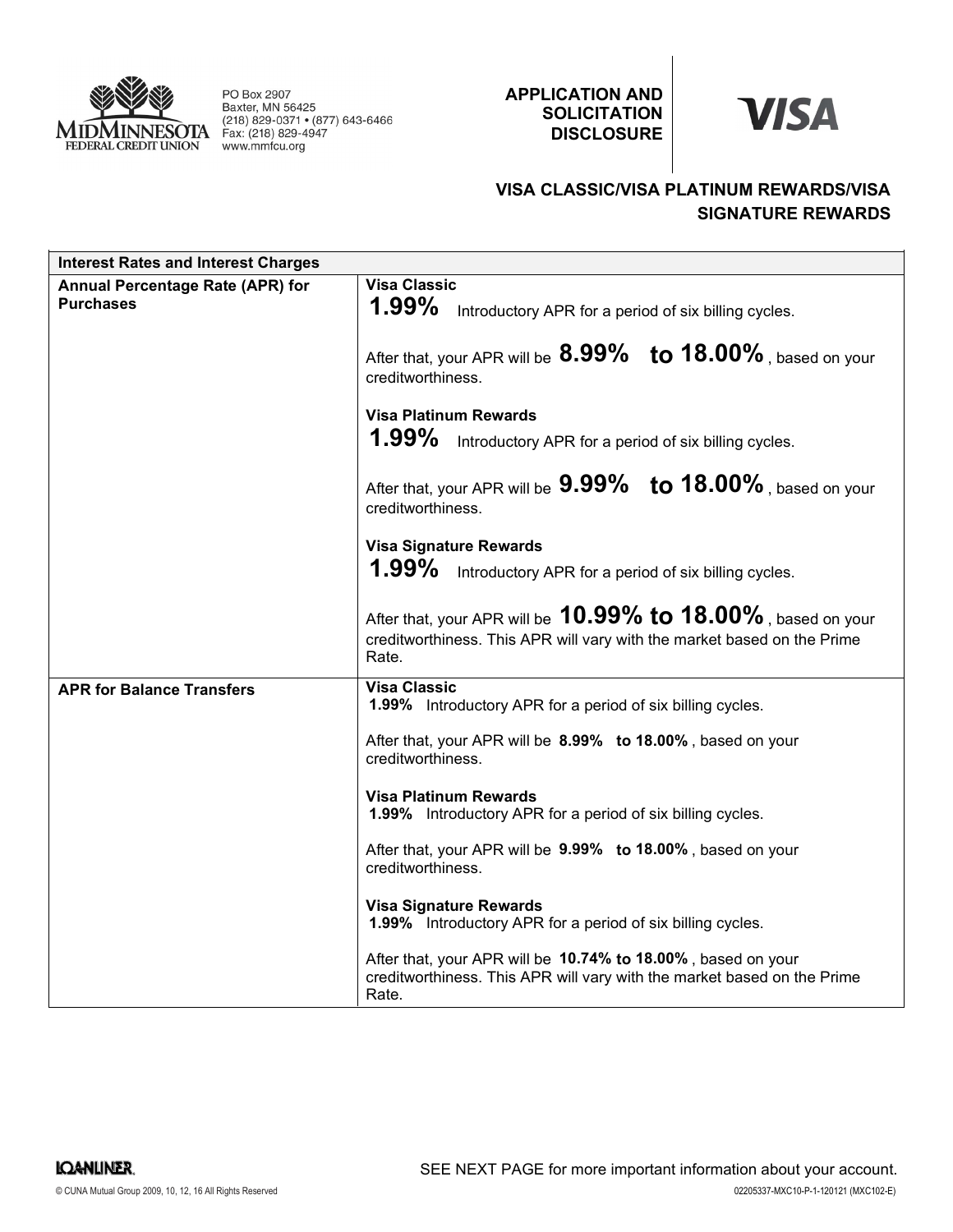MidMinnesota Federal Credit Union

PO Box 2907
Baxter, MN 56425
(218) 829-0371 • (877) 643-6466
Fax: (218) 829-4947
www.mmfcu.org

**APPLICATION AND SOLICITATION DISCLOSURE**

**VISA**

## VISA CLASSIC/VISA PLATINUM REWARDS/VISA SIGNATURE REWARDS

| Interest Rates and Interest Charges | |
|---|---|
| **Annual Percentage Rate (APR) for Purchases** | **Visa Classic**<br>**1.99%** Introductory APR for a period of six billing cycles.<br><br>After that, your APR will be **8.99% to 18.00%**, based on your creditworthiness.<br><br>**Visa Platinum Rewards**<br>**1.99%** Introductory APR for a period of six billing cycles.<br><br>After that, your APR will be **9.99% to 18.00%**, based on your creditworthiness.<br><br>**Visa Signature Rewards**<br>**1.99%** Introductory APR for a period of six billing cycles.<br><br>After that, your APR will be **10.99% to 18.00%**, based on your creditworthiness. This APR will vary with the market based on the Prime Rate. |
| **APR for Balance Transfers** | **Visa Classic**<br>**1.99%** Introductory APR for a period of six billing cycles.<br><br>After that, your APR will be **8.99% to 18.00%**, based on your creditworthiness.<br><br>**Visa Platinum Rewards**<br>**1.99%** Introductory APR for a period of six billing cycles.<br><br>After that, your APR will be **9.99% to 18.00%**, based on your creditworthiness.<br><br>**Visa Signature Rewards**<br>**1.99%** Introductory APR for a period of six billing cycles.<br><br>After that, your APR will be **10.74% to 18.00%**, based on your creditworthiness. This APR will vary with the market based on the Prime Rate. |

SEE NEXT PAGE for more important information about your account.

LOANLINER

© CUNA Mutual Group 2009, 10, 12, 16 All Rights Reserved

02205337-MXC10-P-1-120121 (MXC102-E)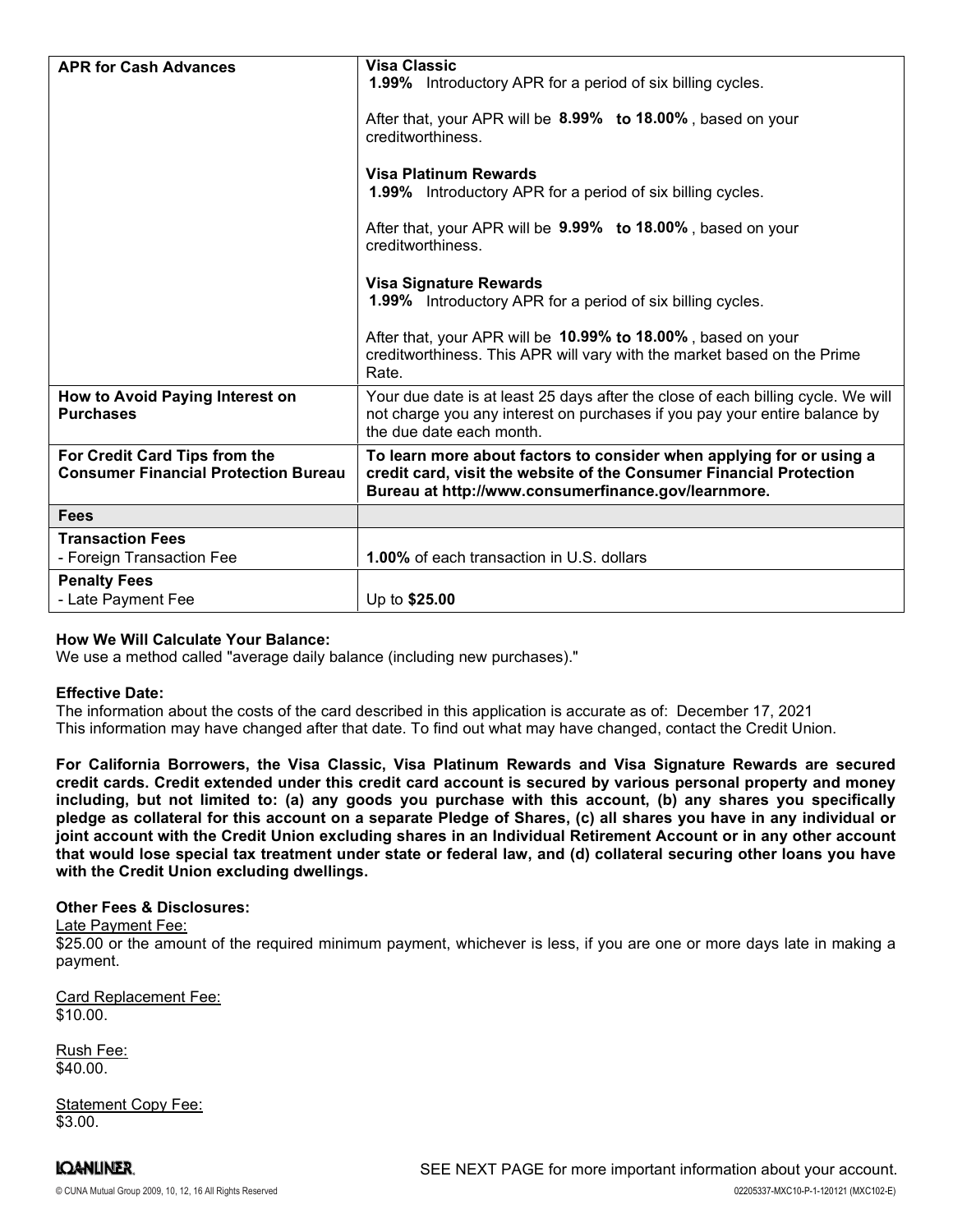| | |
|---|---|
| **APR for Cash Advances** | **Visa Classic**<br>**1.99%** Introductory APR for a period of six billing cycles.<br><br>After that, your APR will be **8.99% to 18.00%**, based on your creditworthiness.<br><br>**Visa Platinum Rewards**<br>**1.99%** Introductory APR for a period of six billing cycles.<br><br>After that, your APR will be **9.99% to 18.00%**, based on your creditworthiness.<br><br>**Visa Signature Rewards**<br>**1.99%** Introductory APR for a period of six billing cycles.<br><br>After that, your APR will be **10.99% to 18.00%**, based on your creditworthiness. This APR will vary with the market based on the Prime Rate. |
| **How to Avoid Paying Interest on Purchases** | Your due date is at least 25 days after the close of each billing cycle. We will not charge you any interest on purchases if you pay your entire balance by the due date each month. |
| **For Credit Card Tips from the Consumer Financial Protection Bureau** | **To learn more about factors to consider when applying for or using a credit card, visit the website of the Consumer Financial Protection Bureau at http://www.consumerfinance.gov/learnmore.** |
| **Fees** | |
| **Transaction Fees**<br>- Foreign Transaction Fee | **1.00%** of each transaction in U.S. dollars |
| **Penalty Fees**<br>- Late Payment Fee | Up to **$25.00** |

**How We Will Calculate Your Balance:**
We use a method called "average daily balance (including new purchases)."

**Effective Date:**
The information about the costs of the card described in this application is accurate as of: December 17, 2021
This information may have changed after that date. To find out what may have changed, contact the Credit Union.

**For California Borrowers, the Visa Classic, Visa Platinum Rewards and Visa Signature Rewards are secured credit cards. Credit extended under this credit card account is secured by various personal property and money including, but not limited to: (a) any goods you purchase with this account, (b) any shares you specifically pledge as collateral for this account on a separate Pledge of Shares, (c) all shares you have in any individual or joint account with the Credit Union excluding shares in an Individual Retirement Account or in any other account that would lose special tax treatment under state or federal law, and (d) collateral securing other loans you have with the Credit Union excluding dwellings.**

**Other Fees & Disclosures:**

Late Payment Fee:
$25.00 or the amount of the required minimum payment, whichever is less, if you are one or more days late in making a payment.

Card Replacement Fee:
$10.00.

Rush Fee:
$40.00.

Statement Copy Fee:
$3.00.

SEE NEXT PAGE for more important information about your account.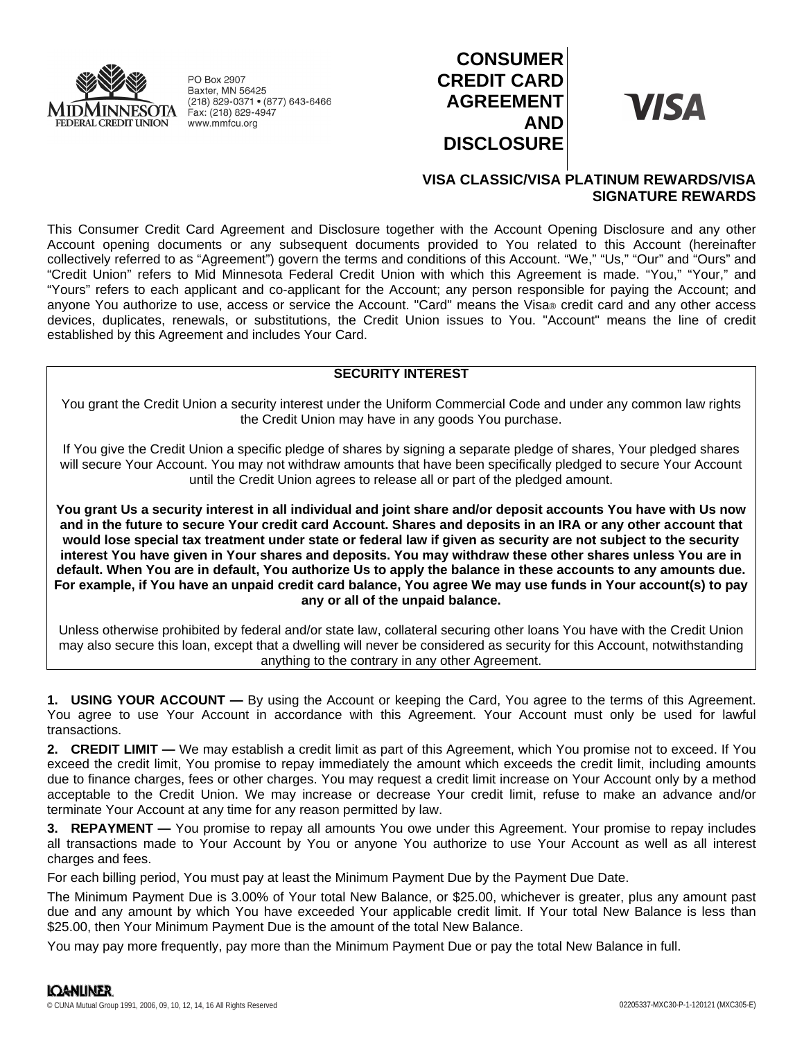MidMinnesota Federal Credit Union

PO Box 2907
Baxter, MN 56425
(218) 829-0371 • (877) 643-6466
Fax: (218) 829-4947
www.mmfcu.org

# CONSUMER CREDIT CARD AGREEMENT AND DISCLOSURE

VISA

## VISA CLASSIC/VISA PLATINUM REWARDS/VISA SIGNATURE REWARDS

This Consumer Credit Card Agreement and Disclosure together with the Account Opening Disclosure and any other Account opening documents or any subsequent documents provided to You related to this Account (hereinafter collectively referred to as "Agreement") govern the terms and conditions of this Account. "We," "Us," "Our" and "Ours" and "Credit Union" refers to Mid Minnesota Federal Credit Union with which this Agreement is made. "You," "Your," and "Yours" refers to each applicant and co-applicant for the Account; any person responsible for paying the Account; and anyone You authorize to use, access or service the Account. "Card" means the Visa® credit card and any other access devices, duplicates, renewals, or substitutions, the Credit Union issues to You. "Account" means the line of credit established by this Agreement and includes Your Card.

**SECURITY INTEREST**

You grant the Credit Union a security interest under the Uniform Commercial Code and under any common law rights the Credit Union may have in any goods You purchase.

If You give the Credit Union a specific pledge of shares by signing a separate pledge of shares, Your pledged shares will secure Your Account. You may not withdraw amounts that have been specifically pledged to secure Your Account until the Credit Union agrees to release all or part of the pledged amount.

**You grant Us a security interest in all individual and joint share and/or deposit accounts You have with Us now and in the future to secure Your credit card Account. Shares and deposits in an IRA or any other account that would lose special tax treatment under state or federal law if given as security are not subject to the security interest You have given in Your shares and deposits. You may withdraw these other shares unless You are in default. When You are in default, You authorize Us to apply the balance in these accounts to any amounts due. For example, if You have an unpaid credit card balance, You agree We may use funds in Your account(s) to pay any or all of the unpaid balance.**

Unless otherwise prohibited by federal and/or state law, collateral securing other loans You have with the Credit Union may also secure this loan, except that a dwelling will never be considered as security for this Account, notwithstanding anything to the contrary in any other Agreement.

**1. USING YOUR ACCOUNT —** By using the Account or keeping the Card, You agree to the terms of this Agreement. You agree to use Your Account in accordance with this Agreement. Your Account must only be used for lawful transactions.

**2. CREDIT LIMIT —** We may establish a credit limit as part of this Agreement, which You promise not to exceed. If You exceed the credit limit, You promise to repay immediately the amount which exceeds the credit limit, including amounts due to finance charges, fees or other charges. You may request a credit limit increase on Your Account only by a method acceptable to the Credit Union. We may increase or decrease Your credit limit, refuse to make an advance and/or terminate Your Account at any time for any reason permitted by law.

**3. REPAYMENT —** You promise to repay all amounts You owe under this Agreement. Your promise to repay includes all transactions made to Your Account by You or anyone You authorize to use Your Account as well as all interest charges and fees.

For each billing period, You must pay at least the Minimum Payment Due by the Payment Due Date.

The Minimum Payment Due is 3.00% of Your total New Balance, or $25.00, whichever is greater, plus any amount past due and any amount by which You have exceeded Your applicable credit limit. If Your total New Balance is less than $25.00, then Your Minimum Payment Due is the amount of the total New Balance.

You may pay more frequently, pay more than the Minimum Payment Due or pay the total New Balance in full.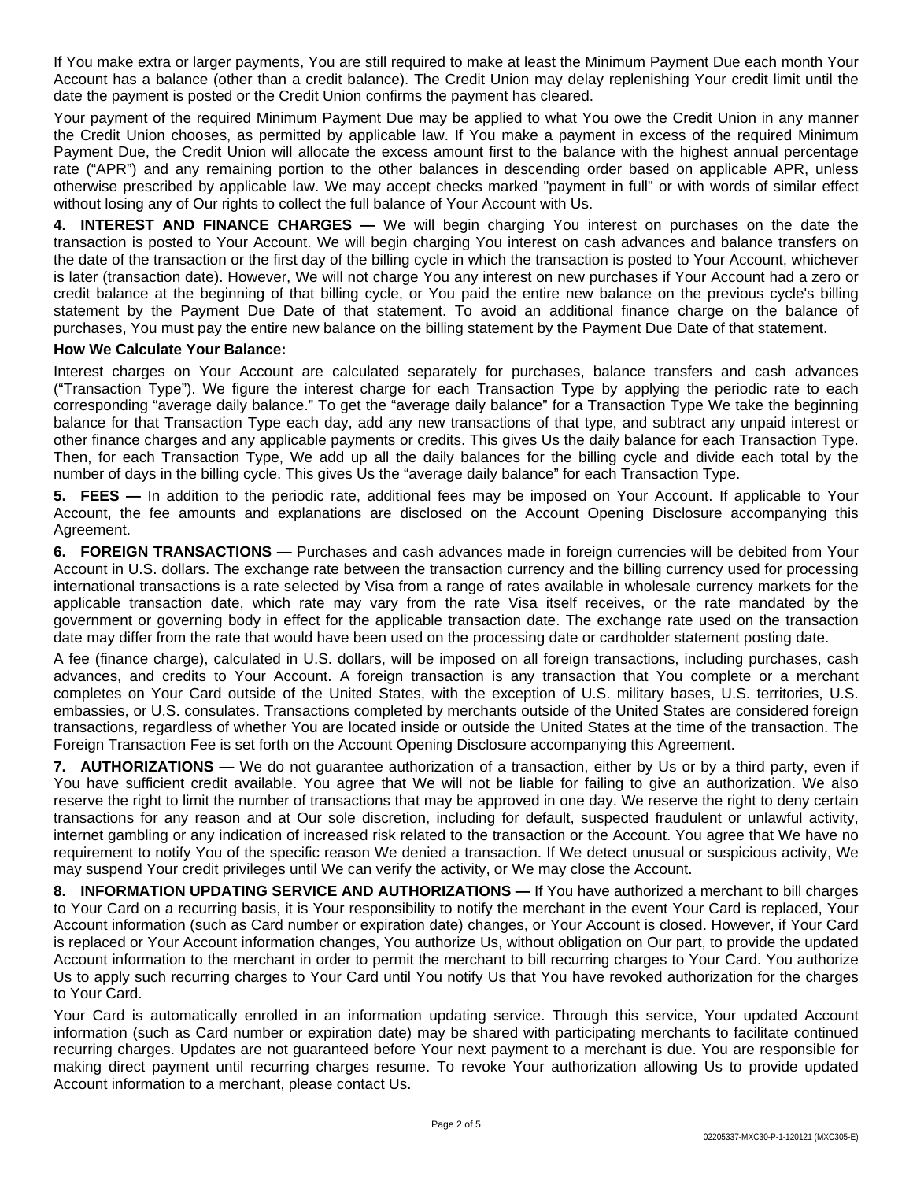If You make extra or larger payments, You are still required to make at least the Minimum Payment Due each month Your Account has a balance (other than a credit balance). The Credit Union may delay replenishing Your credit limit until the date the payment is posted or the Credit Union confirms the payment has cleared.

Your payment of the required Minimum Payment Due may be applied to what You owe the Credit Union in any manner the Credit Union chooses, as permitted by applicable law. If You make a payment in excess of the required Minimum Payment Due, the Credit Union will allocate the excess amount first to the balance with the highest annual percentage rate ("APR") and any remaining portion to the other balances in descending order based on applicable APR, unless otherwise prescribed by applicable law. We may accept checks marked "payment in full" or with words of similar effect without losing any of Our rights to collect the full balance of Your Account with Us.

**4. INTEREST AND FINANCE CHARGES —** We will begin charging You interest on purchases on the date the transaction is posted to Your Account. We will begin charging You interest on cash advances and balance transfers on the date of the transaction or the first day of the billing cycle in which the transaction is posted to Your Account, whichever is later (transaction date). However, We will not charge You any interest on new purchases if Your Account had a zero or credit balance at the beginning of that billing cycle, or You paid the entire new balance on the previous cycle's billing statement by the Payment Due Date of that statement. To avoid an additional finance charge on the balance of purchases, You must pay the entire new balance on the billing statement by the Payment Due Date of that statement.

**How We Calculate Your Balance:**

Interest charges on Your Account are calculated separately for purchases, balance transfers and cash advances ("Transaction Type"). We figure the interest charge for each Transaction Type by applying the periodic rate to each corresponding "average daily balance." To get the "average daily balance" for a Transaction Type We take the beginning balance for that Transaction Type each day, add any new transactions of that type, and subtract any unpaid interest or other finance charges and any applicable payments or credits. This gives Us the daily balance for each Transaction Type. Then, for each Transaction Type, We add up all the daily balances for the billing cycle and divide each total by the number of days in the billing cycle. This gives Us the "average daily balance" for each Transaction Type.

**5. FEES —** In addition to the periodic rate, additional fees may be imposed on Your Account. If applicable to Your Account, the fee amounts and explanations are disclosed on the Account Opening Disclosure accompanying this Agreement.

**6. FOREIGN TRANSACTIONS —** Purchases and cash advances made in foreign currencies will be debited from Your Account in U.S. dollars. The exchange rate between the transaction currency and the billing currency used for processing international transactions is a rate selected by Visa from a range of rates available in wholesale currency markets for the applicable transaction date, which rate may vary from the rate Visa itself receives, or the rate mandated by the government or governing body in effect for the applicable transaction date. The exchange rate used on the transaction date may differ from the rate that would have been used on the processing date or cardholder statement posting date.

A fee (finance charge), calculated in U.S. dollars, will be imposed on all foreign transactions, including purchases, cash advances, and credits to Your Account. A foreign transaction is any transaction that You complete or a merchant completes on Your Card outside of the United States, with the exception of U.S. military bases, U.S. territories, U.S. embassies, or U.S. consulates. Transactions completed by merchants outside of the United States are considered foreign transactions, regardless of whether You are located inside or outside the United States at the time of the transaction. The Foreign Transaction Fee is set forth on the Account Opening Disclosure accompanying this Agreement.

**7. AUTHORIZATIONS —** We do not guarantee authorization of a transaction, either by Us or by a third party, even if You have sufficient credit available. You agree that We will not be liable for failing to give an authorization. We also reserve the right to limit the number of transactions that may be approved in one day. We reserve the right to deny certain transactions for any reason and at Our sole discretion, including for default, suspected fraudulent or unlawful activity, internet gambling or any indication of increased risk related to the transaction or the Account. You agree that We have no requirement to notify You of the specific reason We denied a transaction. If We detect unusual or suspicious activity, We may suspend Your credit privileges until We can verify the activity, or We may close the Account.

**8. INFORMATION UPDATING SERVICE AND AUTHORIZATIONS —** If You have authorized a merchant to bill charges to Your Card on a recurring basis, it is Your responsibility to notify the merchant in the event Your Card is replaced, Your Account information (such as Card number or expiration date) changes, or Your Account is closed. However, if Your Card is replaced or Your Account information changes, You authorize Us, without obligation on Our part, to provide the updated Account information to the merchant in order to permit the merchant to bill recurring charges to Your Card. You authorize Us to apply such recurring charges to Your Card until You notify Us that You have revoked authorization for the charges to Your Card.

Your Card is automatically enrolled in an information updating service. Through this service, Your updated Account information (such as Card number or expiration date) may be shared with participating merchants to facilitate continued recurring charges. Updates are not guaranteed before Your next payment to a merchant is due. You are responsible for making direct payment until recurring charges resume. To revoke Your authorization allowing Us to provide updated Account information to a merchant, please contact Us.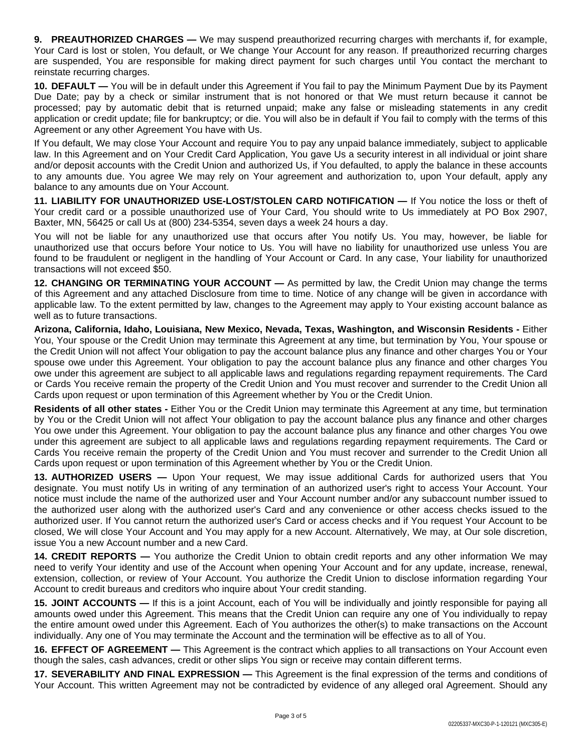**9. PREAUTHORIZED CHARGES —** We may suspend preauthorized recurring charges with merchants if, for example, Your Card is lost or stolen, You default, or We change Your Account for any reason. If preauthorized recurring charges are suspended, You are responsible for making direct payment for such charges until You contact the merchant to reinstate recurring charges.

**10. DEFAULT —** You will be in default under this Agreement if You fail to pay the Minimum Payment Due by its Payment Due Date; pay by a check or similar instrument that is not honored or that We must return because it cannot be processed; pay by automatic debit that is returned unpaid; make any false or misleading statements in any credit application or credit update; file for bankruptcy; or die. You will also be in default if You fail to comply with the terms of this Agreement or any other Agreement You have with Us.

If You default, We may close Your Account and require You to pay any unpaid balance immediately, subject to applicable law. In this Agreement and on Your Credit Card Application, You gave Us a security interest in all individual or joint share and/or deposit accounts with the Credit Union and authorized Us, if You defaulted, to apply the balance in these accounts to any amounts due. You agree We may rely on Your agreement and authorization to, upon Your default, apply any balance to any amounts due on Your Account.

**11. LIABILITY FOR UNAUTHORIZED USE-LOST/STOLEN CARD NOTIFICATION —** If You notice the loss or theft of Your credit card or a possible unauthorized use of Your Card, You should write to Us immediately at PO Box 2907, Baxter, MN, 56425 or call Us at (800) 234-5354, seven days a week 24 hours a day.

You will not be liable for any unauthorized use that occurs after You notify Us. You may, however, be liable for unauthorized use that occurs before Your notice to Us. You will have no liability for unauthorized use unless You are found to be fraudulent or negligent in the handling of Your Account or Card. In any case, Your liability for unauthorized transactions will not exceed $50.

**12. CHANGING OR TERMINATING YOUR ACCOUNT —** As permitted by law, the Credit Union may change the terms of this Agreement and any attached Disclosure from time to time. Notice of any change will be given in accordance with applicable law. To the extent permitted by law, changes to the Agreement may apply to Your existing account balance as well as to future transactions.

**Arizona, California, Idaho, Louisiana, New Mexico, Nevada, Texas, Washington, and Wisconsin Residents -** Either You, Your spouse or the Credit Union may terminate this Agreement at any time, but termination by You, Your spouse or the Credit Union will not affect Your obligation to pay the account balance plus any finance and other charges You or Your spouse owe under this Agreement. Your obligation to pay the account balance plus any finance and other charges You owe under this agreement are subject to all applicable laws and regulations regarding repayment requirements. The Card or Cards You receive remain the property of the Credit Union and You must recover and surrender to the Credit Union all Cards upon request or upon termination of this Agreement whether by You or the Credit Union.

**Residents of all other states -** Either You or the Credit Union may terminate this Agreement at any time, but termination by You or the Credit Union will not affect Your obligation to pay the account balance plus any finance and other charges You owe under this Agreement. Your obligation to pay the account balance plus any finance and other charges You owe under this agreement are subject to all applicable laws and regulations regarding repayment requirements. The Card or Cards You receive remain the property of the Credit Union and You must recover and surrender to the Credit Union all Cards upon request or upon termination of this Agreement whether by You or the Credit Union.

**13. AUTHORIZED USERS —** Upon Your request, We may issue additional Cards for authorized users that You designate. You must notify Us in writing of any termination of an authorized user's right to access Your Account. Your notice must include the name of the authorized user and Your Account number and/or any subaccount number issued to the authorized user along with the authorized user's Card and any convenience or other access checks issued to the authorized user. If You cannot return the authorized user's Card or access checks and if You request Your Account to be closed, We will close Your Account and You may apply for a new Account. Alternatively, We may, at Our sole discretion, issue You a new Account number and a new Card.

**14. CREDIT REPORTS —** You authorize the Credit Union to obtain credit reports and any other information We may need to verify Your identity and use of the Account when opening Your Account and for any update, increase, renewal, extension, collection, or review of Your Account. You authorize the Credit Union to disclose information regarding Your Account to credit bureaus and creditors who inquire about Your credit standing.

**15. JOINT ACCOUNTS —** If this is a joint Account, each of You will be individually and jointly responsible for paying all amounts owed under this Agreement. This means that the Credit Union can require any one of You individually to repay the entire amount owed under this Agreement. Each of You authorizes the other(s) to make transactions on the Account individually. Any one of You may terminate the Account and the termination will be effective as to all of You.

**16. EFFECT OF AGREEMENT —** This Agreement is the contract which applies to all transactions on Your Account even though the sales, cash advances, credit or other slips You sign or receive may contain different terms.

**17. SEVERABILITY AND FINAL EXPRESSION —** This Agreement is the final expression of the terms and conditions of Your Account. This written Agreement may not be contradicted by evidence of any alleged oral Agreement. Should any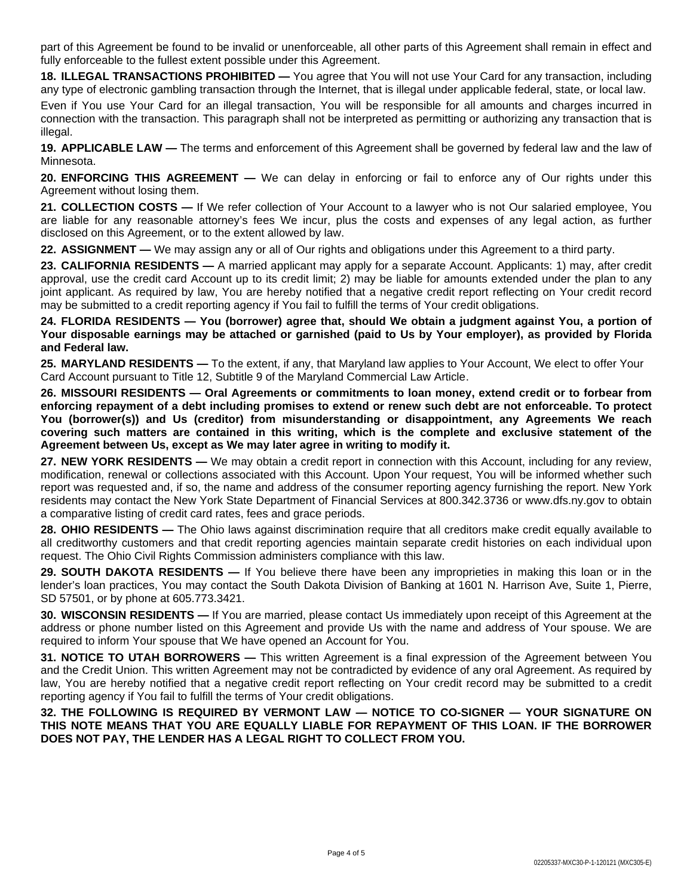part of this Agreement be found to be invalid or unenforceable, all other parts of this Agreement shall remain in effect and fully enforceable to the fullest extent possible under this Agreement.

**18. ILLEGAL TRANSACTIONS PROHIBITED —** You agree that You will not use Your Card for any transaction, including any type of electronic gambling transaction through the Internet, that is illegal under applicable federal, state, or local law.

Even if You use Your Card for an illegal transaction, You will be responsible for all amounts and charges incurred in connection with the transaction. This paragraph shall not be interpreted as permitting or authorizing any transaction that is illegal.

**19. APPLICABLE LAW —** The terms and enforcement of this Agreement shall be governed by federal law and the law of Minnesota.

**20. ENFORCING THIS AGREEMENT —** We can delay in enforcing or fail to enforce any of Our rights under this Agreement without losing them.

**21. COLLECTION COSTS —** If We refer collection of Your Account to a lawyer who is not Our salaried employee, You are liable for any reasonable attorney's fees We incur, plus the costs and expenses of any legal action, as further disclosed on this Agreement, or to the extent allowed by law.

**22. ASSIGNMENT —** We may assign any or all of Our rights and obligations under this Agreement to a third party.

**23. CALIFORNIA RESIDENTS —** A married applicant may apply for a separate Account. Applicants: 1) may, after credit approval, use the credit card Account up to its credit limit; 2) may be liable for amounts extended under the plan to any joint applicant. As required by law, You are hereby notified that a negative credit report reflecting on Your credit record may be submitted to a credit reporting agency if You fail to fulfill the terms of Your credit obligations.

**24. FLORIDA RESIDENTS — You (borrower) agree that, should We obtain a judgment against You, a portion of Your disposable earnings may be attached or garnished (paid to Us by Your employer), as provided by Florida and Federal law.**

**25. MARYLAND RESIDENTS —** To the extent, if any, that Maryland law applies to Your Account, We elect to offer Your Card Account pursuant to Title 12, Subtitle 9 of the Maryland Commercial Law Article.

**26. MISSOURI RESIDENTS — Oral Agreements or commitments to loan money, extend credit or to forbear from enforcing repayment of a debt including promises to extend or renew such debt are not enforceable. To protect You (borrower(s)) and Us (creditor) from misunderstanding or disappointment, any Agreements We reach covering such matters are contained in this writing, which is the complete and exclusive statement of the Agreement between Us, except as We may later agree in writing to modify it.**

**27. NEW YORK RESIDENTS —** We may obtain a credit report in connection with this Account, including for any review, modification, renewal or collections associated with this Account. Upon Your request, You will be informed whether such report was requested and, if so, the name and address of the consumer reporting agency furnishing the report. New York residents may contact the New York State Department of Financial Services at 800.342.3736 or www.dfs.ny.gov to obtain a comparative listing of credit card rates, fees and grace periods.

**28. OHIO RESIDENTS —** The Ohio laws against discrimination require that all creditors make credit equally available to all creditworthy customers and that credit reporting agencies maintain separate credit histories on each individual upon request. The Ohio Civil Rights Commission administers compliance with this law.

**29. SOUTH DAKOTA RESIDENTS —** If You believe there have been any improprieties in making this loan or in the lender's loan practices, You may contact the South Dakota Division of Banking at 1601 N. Harrison Ave, Suite 1, Pierre, SD 57501, or by phone at 605.773.3421.

**30. WISCONSIN RESIDENTS —** If You are married, please contact Us immediately upon receipt of this Agreement at the address or phone number listed on this Agreement and provide Us with the name and address of Your spouse. We are required to inform Your spouse that We have opened an Account for You.

**31. NOTICE TO UTAH BORROWERS —** This written Agreement is a final expression of the Agreement between You and the Credit Union. This written Agreement may not be contradicted by evidence of any oral Agreement. As required by law, You are hereby notified that a negative credit report reflecting on Your credit record may be submitted to a credit reporting agency if You fail to fulfill the terms of Your credit obligations.

**32. THE FOLLOWING IS REQUIRED BY VERMONT LAW — NOTICE TO CO-SIGNER — YOUR SIGNATURE ON THIS NOTE MEANS THAT YOU ARE EQUALLY LIABLE FOR REPAYMENT OF THIS LOAN. IF THE BORROWER DOES NOT PAY, THE LENDER HAS A LEGAL RIGHT TO COLLECT FROM YOU.**

02205337-MXC30-P-1-120121 (MXC305-E)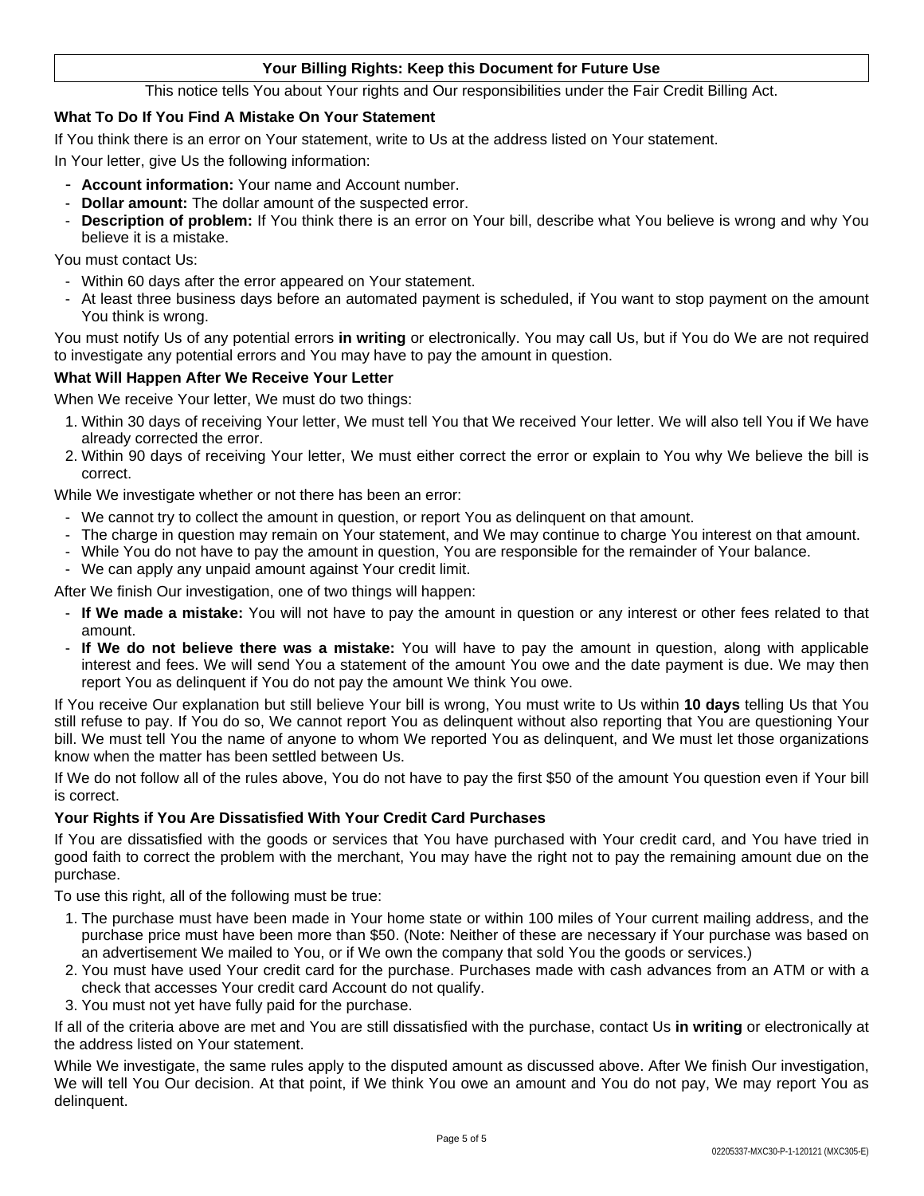## Your Billing Rights: Keep this Document for Future Use

This notice tells You about Your rights and Our responsibilities under the Fair Credit Billing Act.

### What To Do If You Find A Mistake On Your Statement

If You think there is an error on Your statement, write to Us at the address listed on Your statement.

In Your letter, give Us the following information:

- **Account information:** Your name and Account number.
- **Dollar amount:** The dollar amount of the suspected error.
- **Description of problem:** If You think there is an error on Your bill, describe what You believe is wrong and why You believe it is a mistake.

You must contact Us:

- Within 60 days after the error appeared on Your statement.
- At least three business days before an automated payment is scheduled, if You want to stop payment on the amount You think is wrong.

You must notify Us of any potential errors **in writing** or electronically. You may call Us, but if You do We are not required to investigate any potential errors and You may have to pay the amount in question.

### What Will Happen After We Receive Your Letter

When We receive Your letter, We must do two things:

1. Within 30 days of receiving Your letter, We must tell You that We received Your letter. We will also tell You if We have already corrected the error.
2. Within 90 days of receiving Your letter, We must either correct the error or explain to You why We believe the bill is correct.

While We investigate whether or not there has been an error:

- We cannot try to collect the amount in question, or report You as delinquent on that amount.
- The charge in question may remain on Your statement, and We may continue to charge You interest on that amount.
- While You do not have to pay the amount in question, You are responsible for the remainder of Your balance.
- We can apply any unpaid amount against Your credit limit.

After We finish Our investigation, one of two things will happen:

- **If We made a mistake:** You will not have to pay the amount in question or any interest or other fees related to that amount.
- **If We do not believe there was a mistake:** You will have to pay the amount in question, along with applicable interest and fees. We will send You a statement of the amount You owe and the date payment is due. We may then report You as delinquent if You do not pay the amount We think You owe.

If You receive Our explanation but still believe Your bill is wrong, You must write to Us within **10 days** telling Us that You still refuse to pay. If You do so, We cannot report You as delinquent without also reporting that You are questioning Your bill. We must tell You the name of anyone to whom We reported You as delinquent, and We must let those organizations know when the matter has been settled between Us.

If We do not follow all of the rules above, You do not have to pay the first $50 of the amount You question even if Your bill is correct.

### Your Rights if You Are Dissatisfied With Your Credit Card Purchases

If You are dissatisfied with the goods or services that You have purchased with Your credit card, and You have tried in good faith to correct the problem with the merchant, You may have the right not to pay the remaining amount due on the purchase.

To use this right, all of the following must be true:

1. The purchase must have been made in Your home state or within 100 miles of Your current mailing address, and the purchase price must have been more than $50. (Note: Neither of these are necessary if Your purchase was based on an advertisement We mailed to You, or if We own the company that sold You the goods or services.)
2. You must have used Your credit card for the purchase. Purchases made with cash advances from an ATM or with a check that accesses Your credit card Account do not qualify.
3. You must not yet have fully paid for the purchase.

If all of the criteria above are met and You are still dissatisfied with the purchase, contact Us **in writing** or electronically at the address listed on Your statement.

While We investigate, the same rules apply to the disputed amount as discussed above. After We finish Our investigation, We will tell You Our decision. At that point, if We think You owe an amount and You do not pay, We may report You as delinquent.

02205337-MXC30-P-1-120121 (MXC305-E)